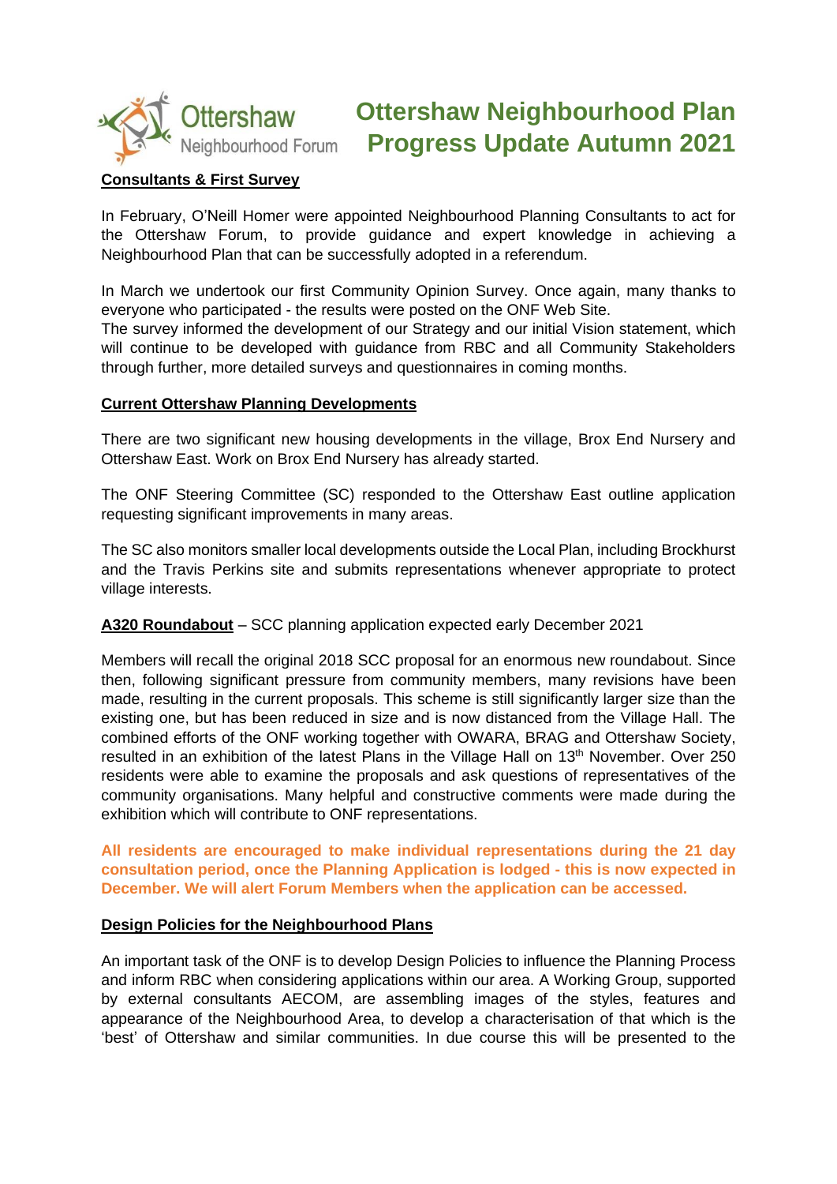Ottershaw Neighbourhood Forum

# Ottershaw Neighbourhood Plan Progress Update Autumn 2021

## Consultants & First Survey

In February, O'Neill Homer were appointed Neighbourhood Planning Consultants to act for the Ottershaw Forum, to provide guidance and expert knowledge in achieving a Neighbourhood Plan that can be successfully adopted in a referendum.

In March we undertook our first Community Opinion Survey. Once again, many thanks to everyone who participated - the results were posted on the ONF Web Site.
The survey informed the development of our Strategy and our initial Vision statement, which will continue to be developed with guidance from RBC and all Community Stakeholders through further, more detailed surveys and questionnaires in coming months.

## Current Ottershaw Planning Developments

There are two significant new housing developments in the village, Brox End Nursery and Ottershaw East. Work on Brox End Nursery has already started.

The ONF Steering Committee (SC) responded to the Ottershaw East outline application requesting significant improvements in many areas.

The SC also monitors smaller local developments outside the Local Plan, including Brockhurst and the Travis Perkins site and submits representations whenever appropriate to protect village interests.

## A320 Roundabout – SCC planning application expected early December 2021

Members will recall the original 2018 SCC proposal for an enormous new roundabout. Since then, following significant pressure from community members, many revisions have been made, resulting in the current proposals. This scheme is still significantly larger size than the existing one, but has been reduced in size and is now distanced from the Village Hall. The combined efforts of the ONF working together with OWARA, BRAG and Ottershaw Society, resulted in an exhibition of the latest Plans in the Village Hall on 13th November. Over 250 residents were able to examine the proposals and ask questions of representatives of the community organisations. Many helpful and constructive comments were made during the exhibition which will contribute to ONF representations.

**All residents are encouraged to make individual representations during the 21 day consultation period, once the Planning Application is lodged - this is now expected in December. We will alert Forum Members when the application can be accessed.**

## Design Policies for the Neighbourhood Plans

An important task of the ONF is to develop Design Policies to influence the Planning Process and inform RBC when considering applications within our area. A Working Group, supported by external consultants AECOM, are assembling images of the styles, features and appearance of the Neighbourhood Area, to develop a characterisation of that which is the 'best' of Ottershaw and similar communities. In due course this will be presented to the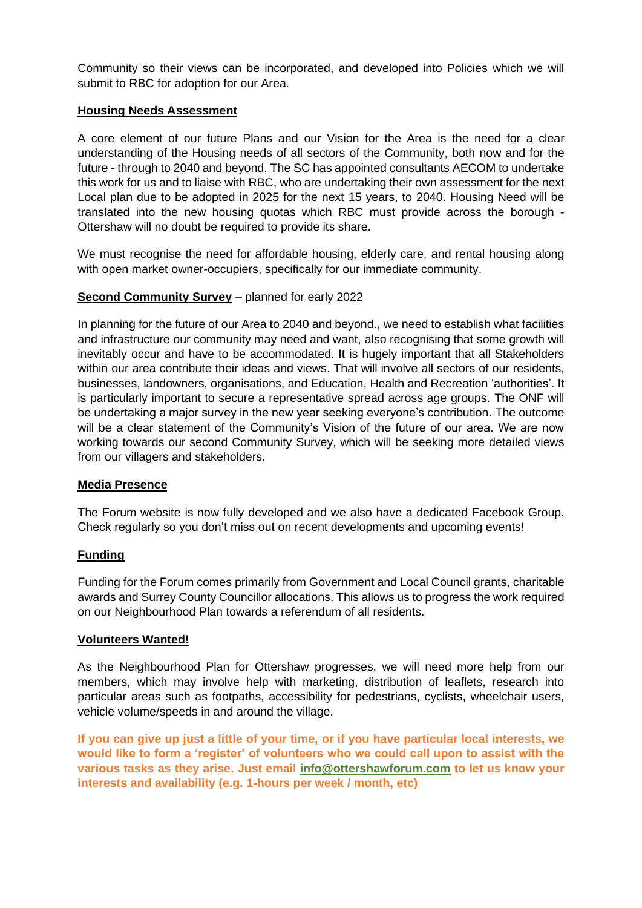Community so their views can be incorporated, and developed into Policies which we will submit to RBC for adoption for our Area.

## Housing Needs Assessment

A core element of our future Plans and our Vision for the Area is the need for a clear understanding of the Housing needs of all sectors of the Community, both now and for the future - through to 2040 and beyond. The SC has appointed consultants AECOM to undertake this work for us and to liaise with RBC, who are undertaking their own assessment for the next Local plan due to be adopted in 2025 for the next 15 years, to 2040. Housing Need will be translated into the new housing quotas which RBC must provide across the borough - Ottershaw will no doubt be required to provide its share.

We must recognise the need for affordable housing, elderly care, and rental housing along with open market owner-occupiers, specifically for our immediate community.

## Second Community Survey – planned for early 2022

In planning for the future of our Area to 2040 and beyond., we need to establish what facilities and infrastructure our community may need and want, also recognising that some growth will inevitably occur and have to be accommodated. It is hugely important that all Stakeholders within our area contribute their ideas and views. That will involve all sectors of our residents, businesses, landowners, organisations, and Education, Health and Recreation 'authorities'. It is particularly important to secure a representative spread across age groups. The ONF will be undertaking a major survey in the new year seeking everyone's contribution. The outcome will be a clear statement of the Community's Vision of the future of our area. We are now working towards our second Community Survey, which will be seeking more detailed views from our villagers and stakeholders.

## Media Presence

The Forum website is now fully developed and we also have a dedicated Facebook Group. Check regularly so you don't miss out on recent developments and upcoming events!

## Funding

Funding for the Forum comes primarily from Government and Local Council grants, charitable awards and Surrey County Councillor allocations. This allows us to progress the work required on our Neighbourhood Plan towards a referendum of all residents.

## Volunteers Wanted!

As the Neighbourhood Plan for Ottershaw progresses, we will need more help from our members, which may involve help with marketing, distribution of leaflets, research into particular areas such as footpaths, accessibility for pedestrians, cyclists, wheelchair users, vehicle volume/speeds in and around the village.

**If you can give up just a little of your time, or if you have particular local interests, we would like to form a 'register' of volunteers who we could call upon to assist with the various tasks as they arise. Just email info@ottershawforum.com to let us know your interests and availability (e.g. 1-hours per week / month, etc)**